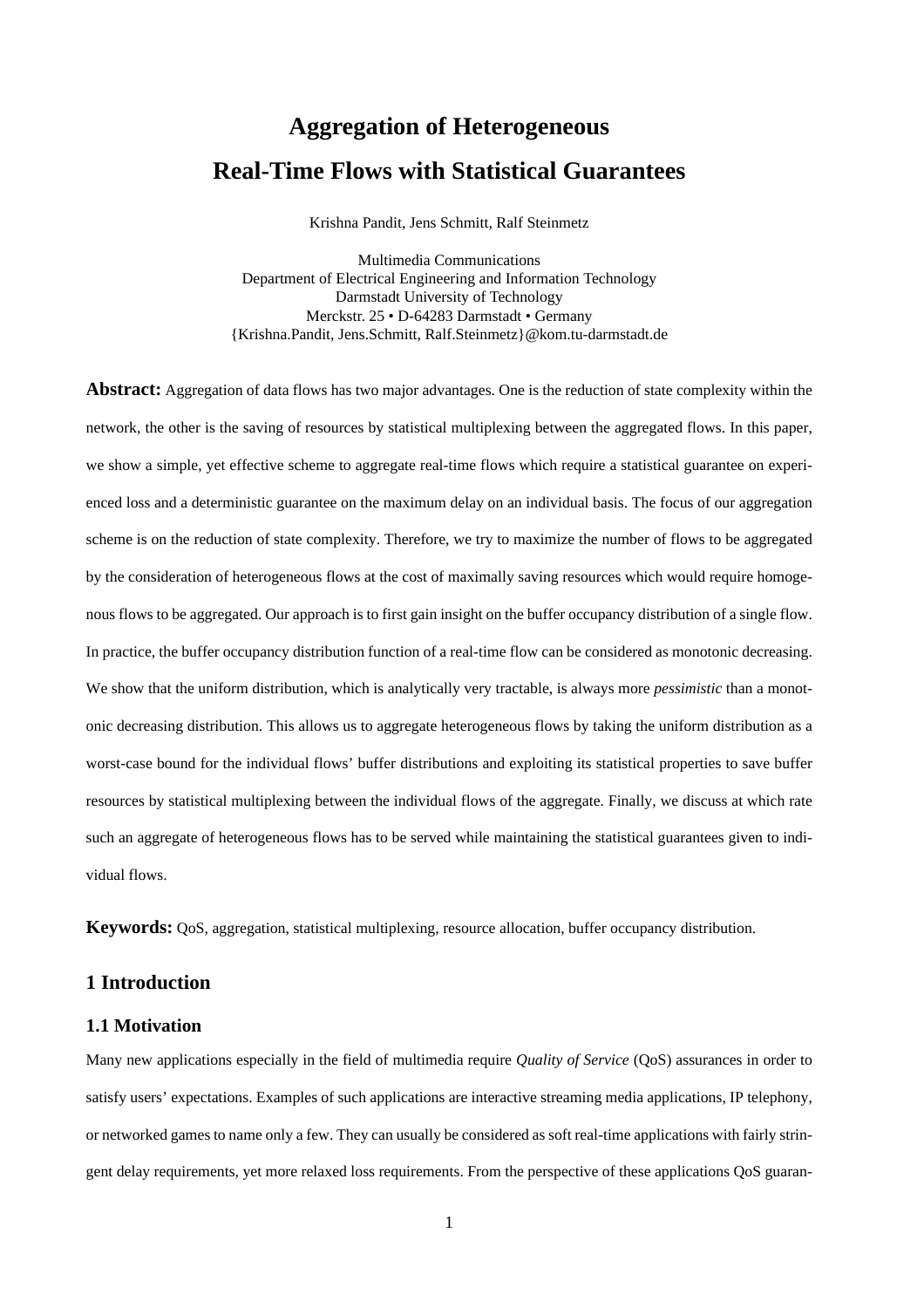# Aggregation of Heterogeneous Real-Time Flows with Statistical Guarantees

Krishna Pandit, Jens Schmitt, Ralf Steinmetz

Multimedia Communications
Department of Electrical Engineering and Information Technology
Darmstadt University of Technology
Merckstr. 25 • D-64283 Darmstadt • Germany
{Krishna.Pandit, Jens.Schmitt, Ralf.Steinmetz}@kom.tu-darmstadt.de

**Abstract:** Aggregation of data flows has two major advantages. One is the reduction of state complexity within the network, the other is the saving of resources by statistical multiplexing between the aggregated flows. In this paper, we show a simple, yet effective scheme to aggregate real-time flows which require a statistical guarantee on experienced loss and a deterministic guarantee on the maximum delay on an individual basis. The focus of our aggregation scheme is on the reduction of state complexity. Therefore, we try to maximize the number of flows to be aggregated by the consideration of heterogeneous flows at the cost of maximally saving resources which would require homogenous flows to be aggregated. Our approach is to first gain insight on the buffer occupancy distribution of a single flow. In practice, the buffer occupancy distribution function of a real-time flow can be considered as monotonic decreasing. We show that the uniform distribution, which is analytically very tractable, is always more *pessimistic* than a monotonic decreasing distribution. This allows us to aggregate heterogeneous flows by taking the uniform distribution as a worst-case bound for the individual flows' buffer distributions and exploiting its statistical properties to save buffer resources by statistical multiplexing between the individual flows of the aggregate. Finally, we discuss at which rate such an aggregate of heterogeneous flows has to be served while maintaining the statistical guarantees given to individual flows.

**Keywords:** QoS, aggregation, statistical multiplexing, resource allocation, buffer occupancy distribution.

## 1 Introduction

### 1.1 Motivation

Many new applications especially in the field of multimedia require *Quality of Service* (QoS) assurances in order to satisfy users' expectations. Examples of such applications are interactive streaming media applications, IP telephony, or networked games to name only a few. They can usually be considered as soft real-time applications with fairly stringent delay requirements, yet more relaxed loss requirements. From the perspective of these applications QoS guaran-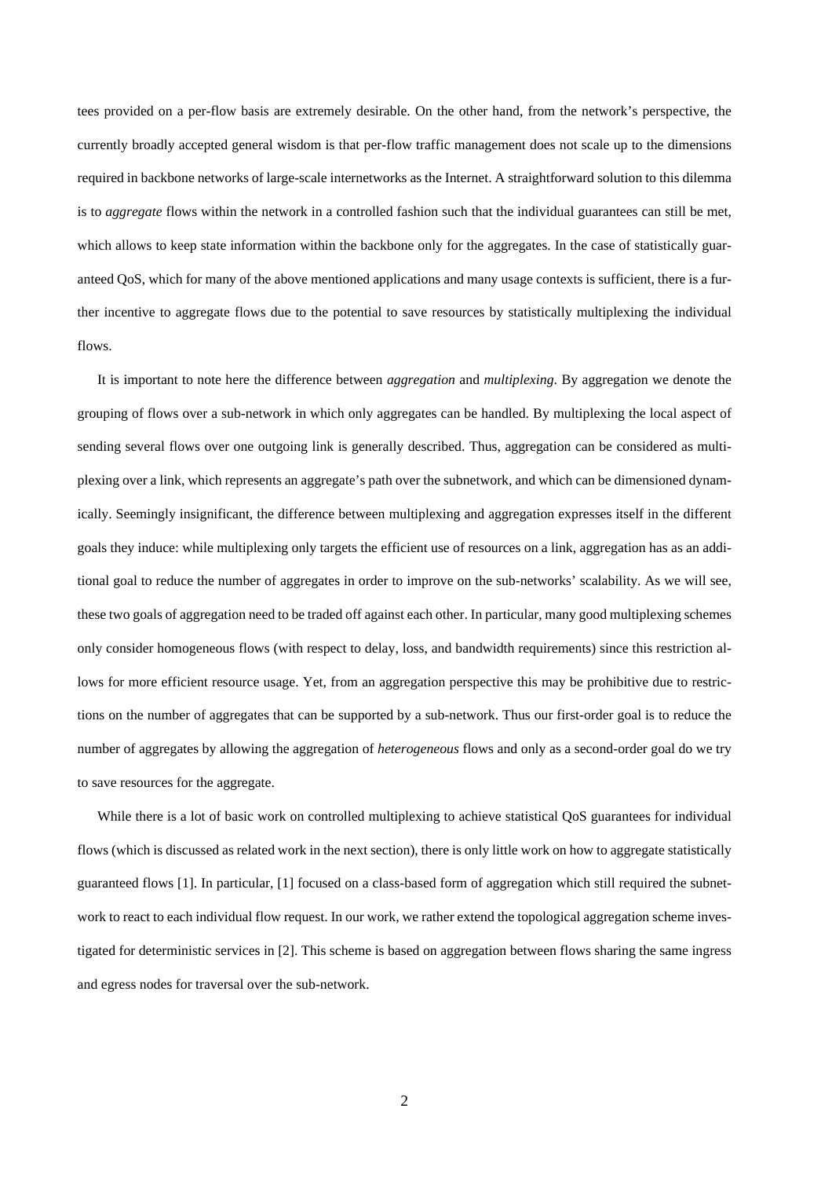tees provided on a per-flow basis are extremely desirable. On the other hand, from the network's perspective, the currently broadly accepted general wisdom is that per-flow traffic management does not scale up to the dimensions required in backbone networks of large-scale internetworks as the Internet. A straightforward solution to this dilemma is to *aggregate* flows within the network in a controlled fashion such that the individual guarantees can still be met, which allows to keep state information within the backbone only for the aggregates. In the case of statistically guaranteed QoS, which for many of the above mentioned applications and many usage contexts is sufficient, there is a further incentive to aggregate flows due to the potential to save resources by statistically multiplexing the individual flows.

It is important to note here the difference between *aggregation* and *multiplexing*. By aggregation we denote the grouping of flows over a sub-network in which only aggregates can be handled. By multiplexing the local aspect of sending several flows over one outgoing link is generally described. Thus, aggregation can be considered as multiplexing over a link, which represents an aggregate's path over the subnetwork, and which can be dimensioned dynamically. Seemingly insignificant, the difference between multiplexing and aggregation expresses itself in the different goals they induce: while multiplexing only targets the efficient use of resources on a link, aggregation has as an additional goal to reduce the number of aggregates in order to improve on the sub-networks' scalability. As we will see, these two goals of aggregation need to be traded off against each other. In particular, many good multiplexing schemes only consider homogeneous flows (with respect to delay, loss, and bandwidth requirements) since this restriction allows for more efficient resource usage. Yet, from an aggregation perspective this may be prohibitive due to restrictions on the number of aggregates that can be supported by a sub-network. Thus our first-order goal is to reduce the number of aggregates by allowing the aggregation of *heterogeneous* flows and only as a second-order goal do we try to save resources for the aggregate.

While there is a lot of basic work on controlled multiplexing to achieve statistical QoS guarantees for individual flows (which is discussed as related work in the next section), there is only little work on how to aggregate statistically guaranteed flows [1]. In particular, [1] focused on a class-based form of aggregation which still required the subnetwork to react to each individual flow request. In our work, we rather extend the topological aggregation scheme investigated for deterministic services in [2]. This scheme is based on aggregation between flows sharing the same ingress and egress nodes for traversal over the sub-network.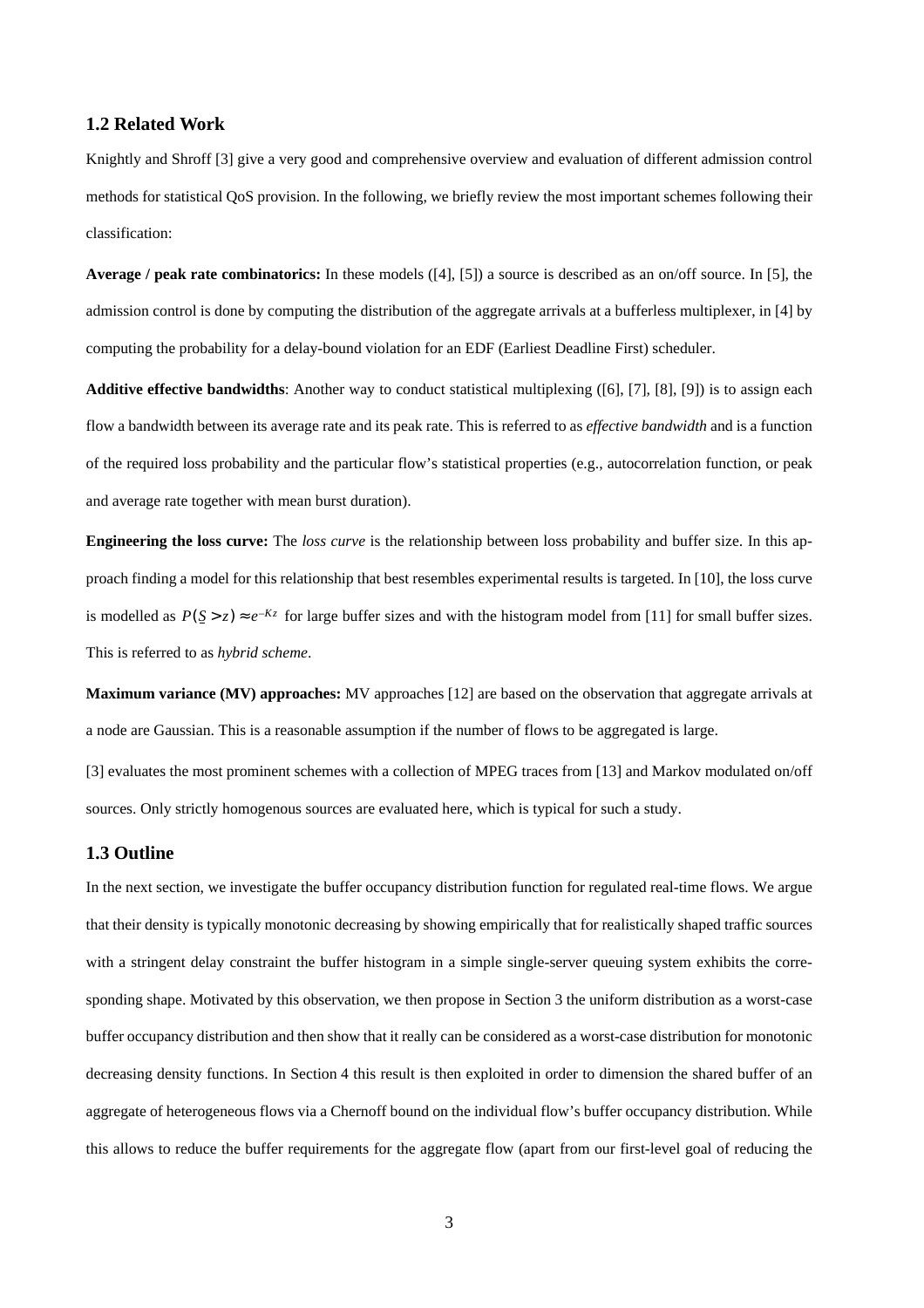## 1.2 Related Work

Knightly and Shroff [3] give a very good and comprehensive overview and evaluation of different admission control methods for statistical QoS provision. In the following, we briefly review the most important schemes following their classification:

**Average / peak rate combinatorics:** In these models ([4], [5]) a source is described as an on/off source. In [5], the admission control is done by computing the distribution of the aggregate arrivals at a bufferless multiplexer, in [4] by computing the probability for a delay-bound violation for an EDF (Earliest Deadline First) scheduler.

**Additive effective bandwidths**: Another way to conduct statistical multiplexing ([6], [7], [8], [9]) is to assign each flow a bandwidth between its average rate and its peak rate. This is referred to as *effective bandwidth* and is a function of the required loss probability and the particular flow's statistical properties (e.g., autocorrelation function, or peak and average rate together with mean burst duration).

**Engineering the loss curve:** The *loss curve* is the relationship between loss probability and buffer size. In this approach finding a model for this relationship that best resembles experimental results is targeted. In [10], the loss curve is modelled as $P(\underline{S} > z) \approx e^{-Kz}$ for large buffer sizes and with the histogram model from [11] for small buffer sizes. This is referred to as *hybrid scheme*.

**Maximum variance (MV) approaches:** MV approaches [12] are based on the observation that aggregate arrivals at a node are Gaussian. This is a reasonable assumption if the number of flows to be aggregated is large.

[3] evaluates the most prominent schemes with a collection of MPEG traces from [13] and Markov modulated on/off sources. Only strictly homogenous sources are evaluated here, which is typical for such a study.

## 1.3 Outline

In the next section, we investigate the buffer occupancy distribution function for regulated real-time flows. We argue that their density is typically monotonic decreasing by showing empirically that for realistically shaped traffic sources with a stringent delay constraint the buffer histogram in a simple single-server queuing system exhibits the corresponding shape. Motivated by this observation, we then propose in Section 3 the uniform distribution as a worst-case buffer occupancy distribution and then show that it really can be considered as a worst-case distribution for monotonic decreasing density functions. In Section 4 this result is then exploited in order to dimension the shared buffer of an aggregate of heterogeneous flows via a Chernoff bound on the individual flow's buffer occupancy distribution. While this allows to reduce the buffer requirements for the aggregate flow (apart from our first-level goal of reducing the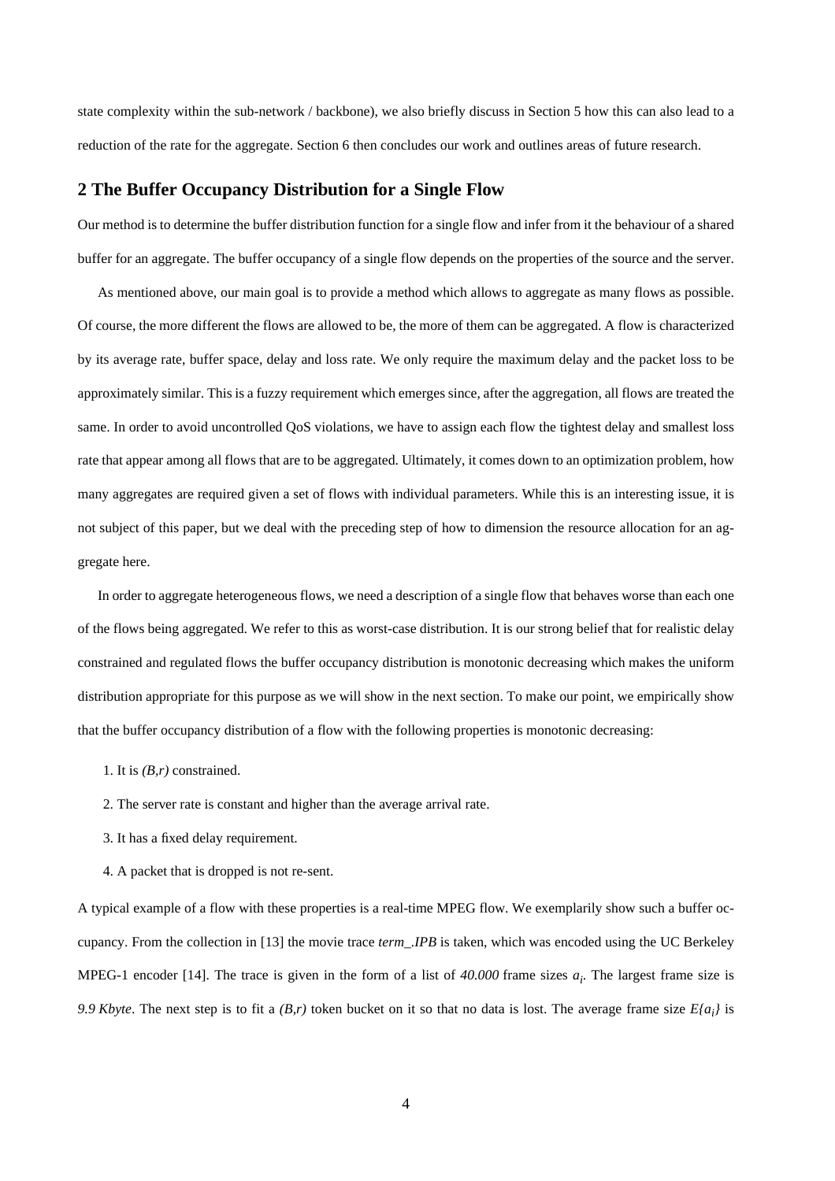state complexity within the sub-network / backbone), we also briefly discuss in Section 5 how this can also lead to a reduction of the rate for the aggregate. Section 6 then concludes our work and outlines areas of future research.

## 2 The Buffer Occupancy Distribution for a Single Flow

Our method is to determine the buffer distribution function for a single flow and infer from it the behaviour of a shared buffer for an aggregate. The buffer occupancy of a single flow depends on the properties of the source and the server.

As mentioned above, our main goal is to provide a method which allows to aggregate as many flows as possible. Of course, the more different the flows are allowed to be, the more of them can be aggregated. A flow is characterized by its average rate, buffer space, delay and loss rate. We only require the maximum delay and the packet loss to be approximately similar. This is a fuzzy requirement which emerges since, after the aggregation, all flows are treated the same. In order to avoid uncontrolled QoS violations, we have to assign each flow the tightest delay and smallest loss rate that appear among all flows that are to be aggregated. Ultimately, it comes down to an optimization problem, how many aggregates are required given a set of flows with individual parameters. While this is an interesting issue, it is not subject of this paper, but we deal with the preceding step of how to dimension the resource allocation for an aggregate here.

In order to aggregate heterogeneous flows, we need a description of a single flow that behaves worse than each one of the flows being aggregated. We refer to this as worst-case distribution. It is our strong belief that for realistic delay constrained and regulated flows the buffer occupancy distribution is monotonic decreasing which makes the uniform distribution appropriate for this purpose as we will show in the next section. To make our point, we empirically show that the buffer occupancy distribution of a flow with the following properties is monotonic decreasing:

1. It is $(B,r)$ constrained.
2. The server rate is constant and higher than the average arrival rate.
3. It has a fixed delay requirement.
4. A packet that is dropped is not re-sent.

A typical example of a flow with these properties is a real-time MPEG flow. We exemplarily show such a buffer occupancy. From the collection in [13] the movie trace *term_.IPB* is taken, which was encoded using the UC Berkeley MPEG-1 encoder [14]. The trace is given in the form of a list of *40.000* frame sizes $a_i$. The largest frame size is *9.9 Kbyte*. The next step is to fit a $(B,r)$ token bucket on it so that no data is lost. The average frame size $E\{a_i\}$ is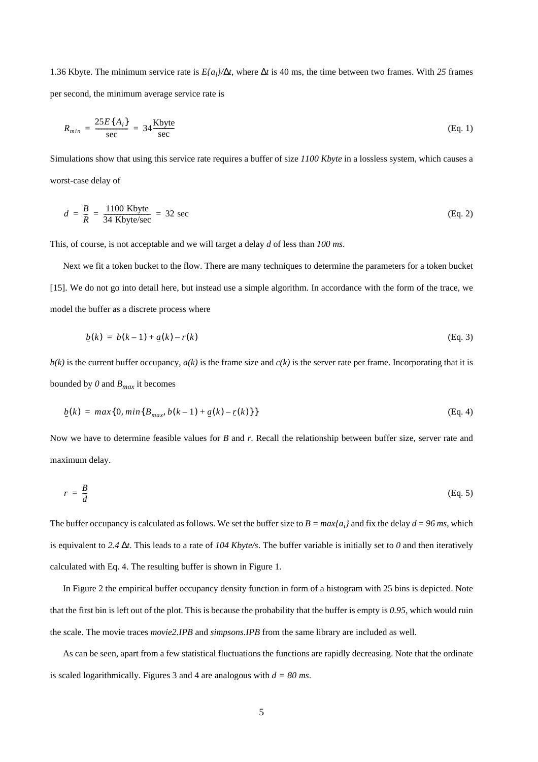1.36 Kbyte. The minimum service rate is $E\{a_i\}/\Delta t$, where $\Delta t$ is 40 ms, the time between two frames. With *25* frames per second, the minimum average service rate is

$$R_{min} = \frac{25E\{A_i\}}{\text{sec}} = 34\frac{\text{Kbyte}}{\text{sec}} \tag{Eq. 1}$$

Simulations show that using this service rate requires a buffer of size *1100 Kbyte* in a lossless system, which causes a worst-case delay of

$$d = \frac{B}{R} = \frac{1100\text{ Kbyte}}{34\text{ Kbyte/sec}} = 32\text{ sec} \tag{Eq. 2}$$

This, of course, is not acceptable and we will target a delay $d$ of less than *100 ms*.

Next we fit a token bucket to the flow. There are many techniques to determine the parameters for a token bucket [15]. We do not go into detail here, but instead use a simple algorithm. In accordance with the form of the trace, we model the buffer as a discrete process where

$$\underline{b}(k) = b(k-1) + \underline{a}(k) - r(k) \tag{Eq. 3}$$

$b(k)$ is the current buffer occupancy, $a(k)$ is the frame size and $c(k)$ is the server rate per frame. Incorporating that it is bounded by $0$ and $B_{max}$ it becomes

$$\underline{b}(k) = max\{0, min\{B_{max}, b(k-1) + \underline{a}(k) - \underline{r}(k)\}\} \tag{Eq. 4}$$

Now we have to determine feasible values for $B$ and $r$. Recall the relationship between buffer size, server rate and maximum delay.

$$r = \frac{B}{d} \tag{Eq. 5}$$

The buffer occupancy is calculated as follows. We set the buffer size to $B = max\{a_i\}$ and fix the delay $d = 96$ *ms*, which is equivalent to $2.4\,\Delta t$. This leads to a rate of *104 Kbyte/s*. The buffer variable is initially set to *0* and then iteratively calculated with Eq. 4. The resulting buffer is shown in Figure 1.

In Figure 2 the empirical buffer occupancy density function in form of a histogram with 25 bins is depicted. Note that the first bin is left out of the plot. This is because the probability that the buffer is empty is *0.95*, which would ruin the scale. The movie traces *movie2.IPB* and *simpsons.IPB* from the same library are included as well.

As can be seen, apart from a few statistical fluctuations the functions are rapidly decreasing. Note that the ordinate is scaled logarithmically. Figures 3 and 4 are analogous with $d = 80$ *ms*.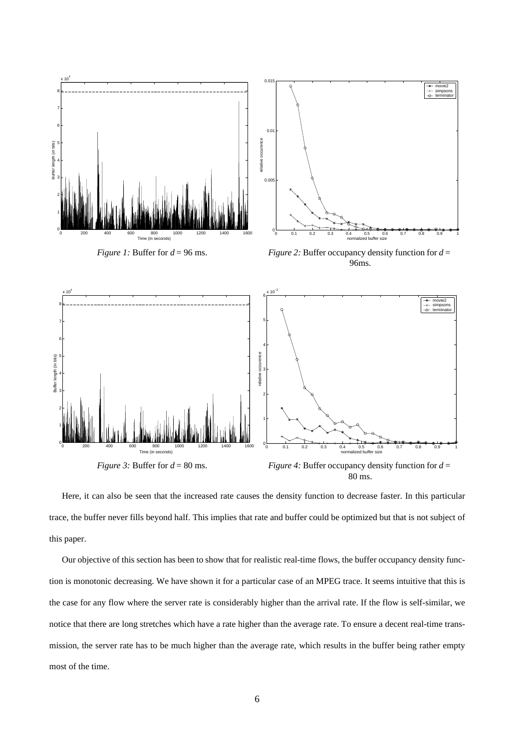*Figure 1:* Buffer for $d$ = 96 ms.

*Figure 2:* Buffer occupancy density function for $d$ = 96ms.

*Figure 3:* Buffer for $d$ = 80 ms.

*Figure 4:* Buffer occupancy density function for $d$ = 80 ms.

Here, it can also be seen that the increased rate causes the density function to decrease faster. In this particular trace, the buffer never fills beyond half. This implies that rate and buffer could be optimized but that is not subject of this paper.

Our objective of this section has been to show that for realistic real-time flows, the buffer occupancy density function is monotonic decreasing. We have shown it for a particular case of an MPEG trace. It seems intuitive that this is the case for any flow where the server rate is considerably higher than the arrival rate. If the flow is self-similar, we notice that there are long stretches which have a rate higher than the average rate. To ensure a decent real-time transmission, the server rate has to be much higher than the average rate, which results in the buffer being rather empty most of the time.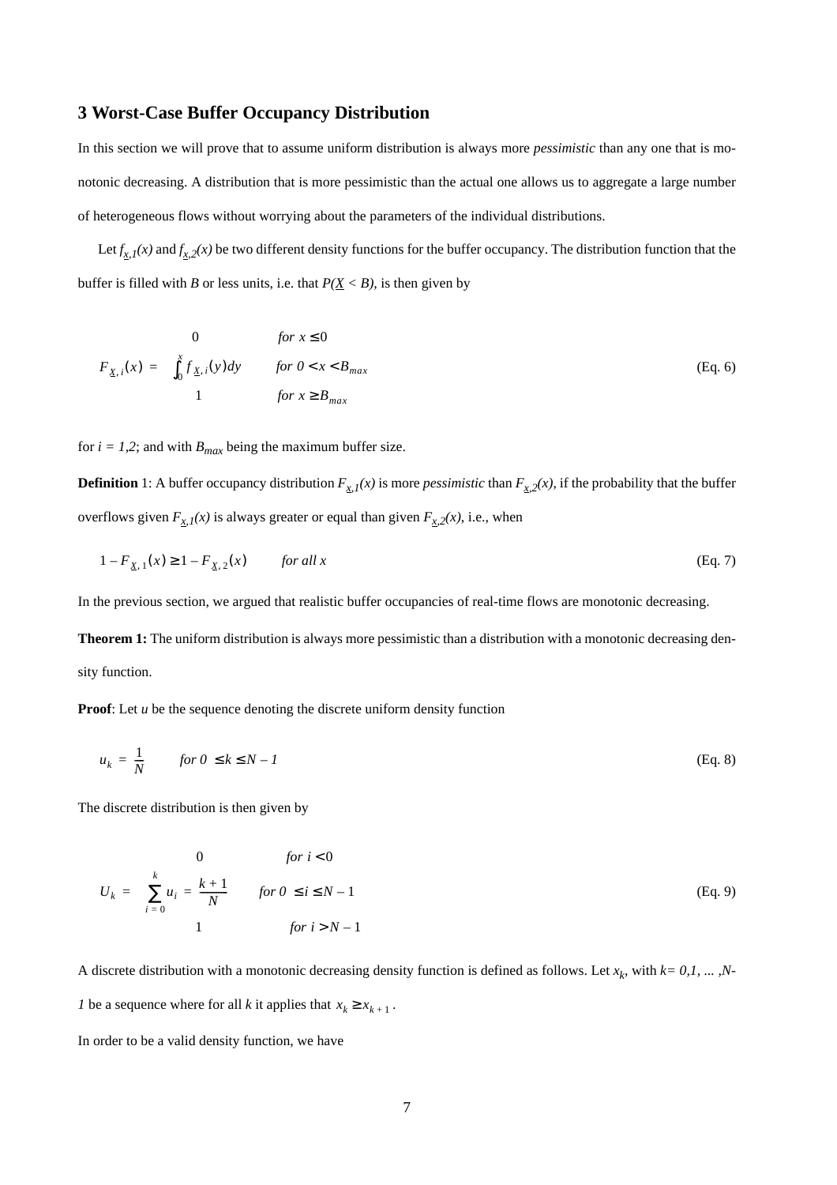## 3 Worst-Case Buffer Occupancy Distribution

In this section we will prove that to assume uniform distribution is always more *pessimistic* than any one that is monotonic decreasing. A distribution that is more pessimistic than the actual one allows us to aggregate a large number of heterogeneous flows without worrying about the parameters of the individual distributions.

Let $f_{\underline{x},1}(x)$ and $f_{\underline{x},2}(x)$ be two different density functions for the buffer occupancy. The distribution function that the buffer is filled with $B$ or less units, i.e. that $P(\underline{X} < B)$, is then given by

$$F_{\underline{X},i}(x) = \begin{cases} 0 & \text{for } x \le 0 \\ \int_0^x f_{\underline{X},i}(y)dy & \text{for } 0 < x < B_{max} \\ 1 & \text{for } x \ge B_{max} \end{cases} \qquad \text{(Eq. 6)}$$

for $i = 1,2$; and with $B_{max}$ being the maximum buffer size.

**Definition** 1: A buffer occupancy distribution $F_{\underline{x},1}(x)$ is more *pessimistic* than $F_{\underline{x},2}(x)$, if the probability that the buffer overflows given $F_{\underline{x},1}(x)$ is always greater or equal than given $F_{\underline{x},2}(x)$, i.e., when

$$1 - F_{\underline{X},1}(x) \ge 1 - F_{\underline{X},2}(x) \qquad \text{for all } x \qquad \text{(Eq. 7)}$$

In the previous section, we argued that realistic buffer occupancies of real-time flows are monotonic decreasing.

**Theorem 1:** The uniform distribution is always more pessimistic than a distribution with a monotonic decreasing density function.

**Proof**: Let $u$ be the sequence denoting the discrete uniform density function

$$u_k = \frac{1}{N} \qquad \text{for } 0 \le k \le N-1 \qquad \text{(Eq. 8)}$$

The discrete distribution is then given by

$$U_k = \begin{cases} 0 & \text{for } i < 0 \\ \sum_{i=0}^{k} u_i = \frac{k+1}{N} & \text{for } 0 \le i \le N-1 \\ 1 & \text{for } i > N-1 \end{cases} \qquad \text{(Eq. 9)}$$

A discrete distribution with a monotonic decreasing density function is defined as follows. Let $x_k$, with $k = 0,1, \ldots ,N-1$ be a sequence where for all $k$ it applies that $x_k \ge x_{k+1}$.

In order to be a valid density function, we have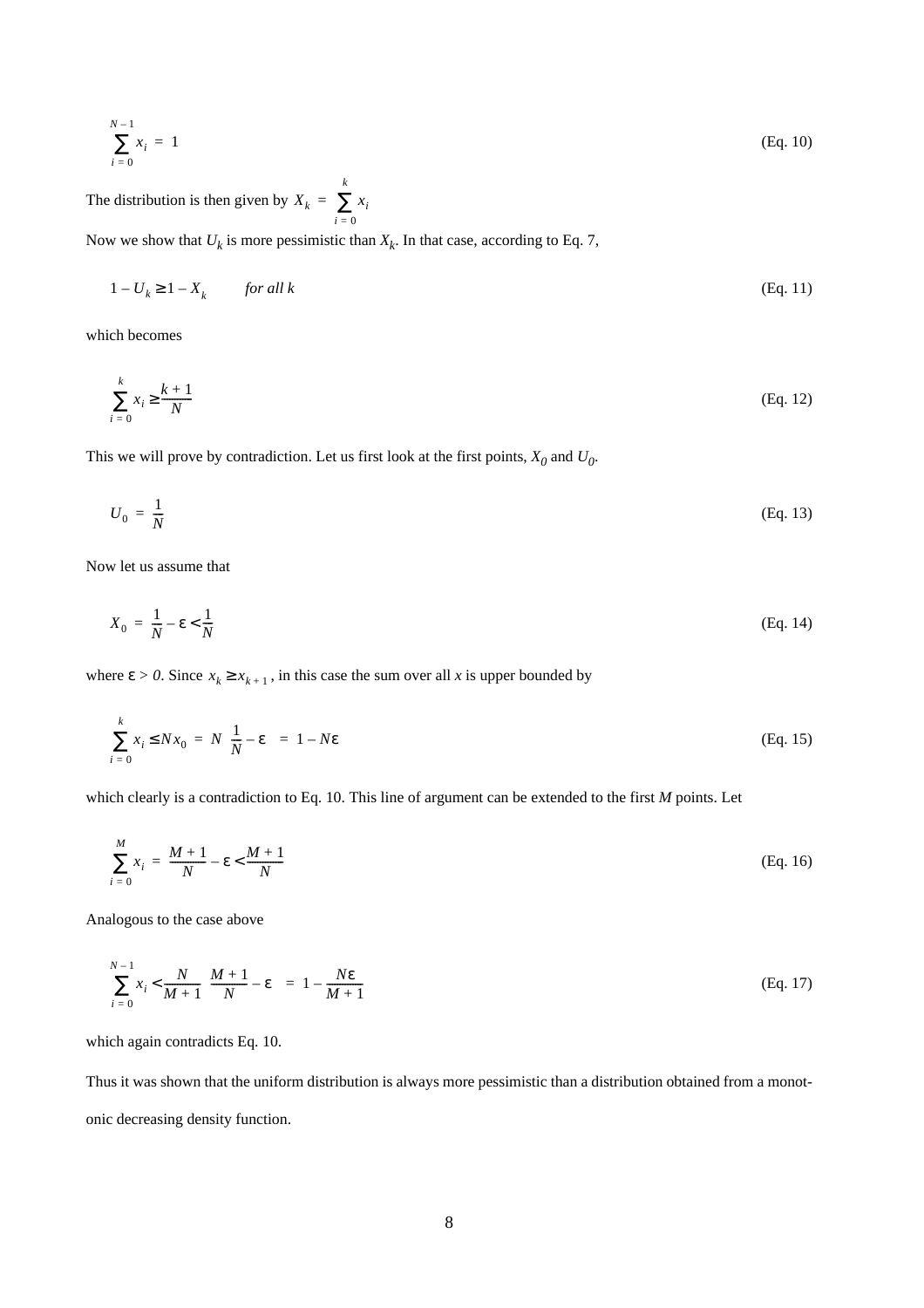$$\sum_{i=0}^{N-1} x_i = 1 \qquad \text{(Eq. 10)}$$

The distribution is then given by $X_k = \sum_{i=0}^{k} x_i$

Now we show that $U_k$ is more pessimistic than $X_k$. In that case, according to Eq. 7,

$$1 - U_k \geq 1 - X_k \qquad \textit{for all } k \qquad \text{(Eq. 11)}$$

which becomes

$$\sum_{i=0}^{k} x_i \geq \frac{k+1}{N} \qquad \text{(Eq. 12)}$$

This we will prove by contradiction. Let us first look at the first points, $X_0$ and $U_0$.

$$U_0 = \frac{1}{N} \qquad \text{(Eq. 13)}$$

Now let us assume that

$$X_0 = \frac{1}{N} - \varepsilon < \frac{1}{N} \qquad \text{(Eq. 14)}$$

where $\varepsilon > 0$. Since $x_k \geq x_{k+1}$, in this case the sum over all $x$ is upper bounded by

$$\sum_{i=0}^{k} x_i \leq N x_0 = N\left(\frac{1}{N} - \varepsilon\right) = 1 - N\varepsilon \qquad \text{(Eq. 15)}$$

which clearly is a contradiction to Eq. 10. This line of argument can be extended to the first $M$ points. Let

$$\sum_{i=0}^{M} x_i = \frac{M+1}{N} - \varepsilon < \frac{M+1}{N} \qquad \text{(Eq. 16)}$$

Analogous to the case above

$$\sum_{i=0}^{N-1} x_i < \frac{N}{M+1}\left(\frac{M+1}{N} - \varepsilon\right) = 1 - \frac{N\varepsilon}{M+1} \qquad \text{(Eq. 17)}$$

which again contradicts Eq. 10.

Thus it was shown that the uniform distribution is always more pessimistic than a distribution obtained from a monotonic decreasing density function.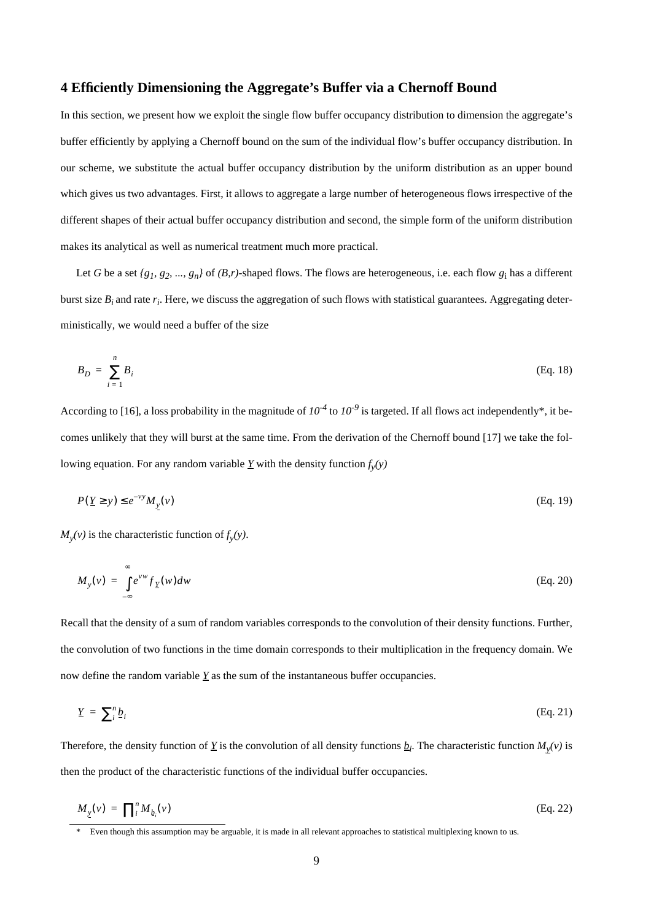## 4 Efficiently Dimensioning the Aggregate's Buffer via a Chernoff Bound

In this section, we present how we exploit the single flow buffer occupancy distribution to dimension the aggregate's buffer efficiently by applying a Chernoff bound on the sum of the individual flow's buffer occupancy distribution. In our scheme, we substitute the actual buffer occupancy distribution by the uniform distribution as an upper bound which gives us two advantages. First, it allows to aggregate a large number of heterogeneous flows irrespective of the different shapes of their actual buffer occupancy distribution and second, the simple form of the uniform distribution makes its analytical as well as numerical treatment much more practical.

Let $G$ be a set $\{g_1, g_2, ..., g_n\}$ of $(B,r)$-shaped flows. The flows are heterogeneous, i.e. each flow $g_i$ has a different burst size $B_i$ and rate $r_i$. Here, we discuss the aggregation of such flows with statistical guarantees. Aggregating deterministically, we would need a buffer of the size

$$B_D = \sum_{i=1}^{n} B_i \qquad \text{(Eq. 18)}$$

According to [16], a loss probability in the magnitude of $10^{-4}$ to $10^{-9}$ is targeted. If all flows act independently*, it becomes unlikely that they will burst at the same time. From the derivation of the Chernoff bound [17] we take the following equation. For any random variable $\underline{Y}$ with the density function $f_y(y)$

$$P(\underline{Y} \geq y) \leq e^{-vy} M_{\underline{y}}(v) \qquad \text{(Eq. 19)}$$

$M_y(v)$ is the characteristic function of $f_y(y)$.

$$M_y(v) = \int_{-\infty}^{\infty} e^{vw} f_{\underline{Y}}(w) dw \qquad \text{(Eq. 20)}$$

Recall that the density of a sum of random variables corresponds to the convolution of their density functions. Further, the convolution of two functions in the time domain corresponds to their multiplication in the frequency domain. We now define the random variable $\underline{Y}$ as the sum of the instantaneous buffer occupancies.

$$\underline{Y} = \sum_i^n \underline{b}_i \qquad \text{(Eq. 21)}$$

Therefore, the density function of $\underline{Y}$ is the convolution of all density functions $\underline{b}_i$. The characteristic function $M_{\underline{y}}(v)$ is then the product of the characteristic functions of the individual buffer occupancies.

$$M_{\underline{y}}(v) = \prod_i^n M_{\underline{b}_i}(v) \qquad \text{(Eq. 22)}$$

\* Even though this assumption may be arguable, it is made in all relevant approaches to statistical multiplexing known to us.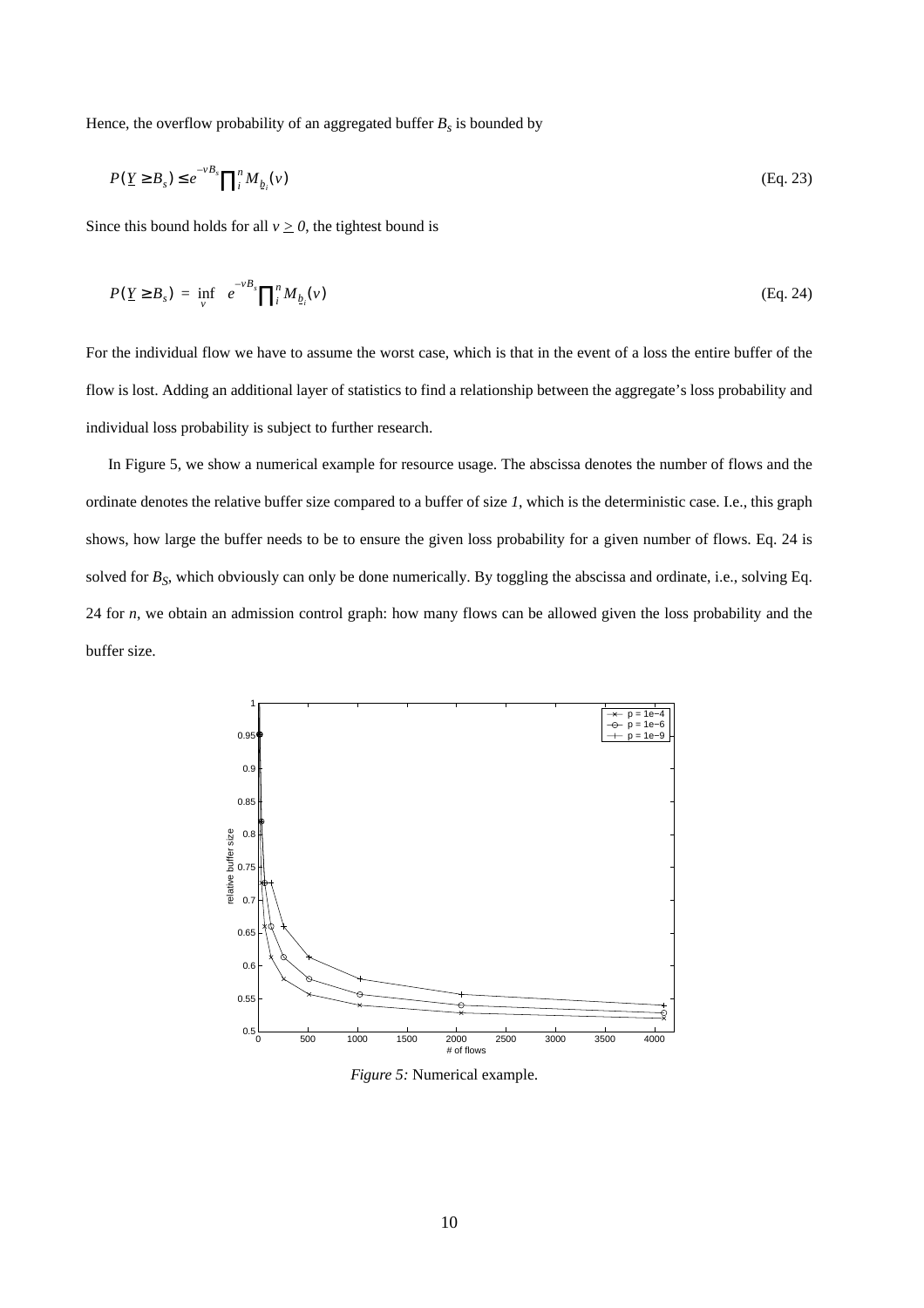Hence, the overflow probability of an aggregated buffer $B_s$ is bounded by

$$P(\underline{Y} \geq B_s) \leq e^{-vB_s} \prod_i^n M_{\underline{b}_i}(v) \tag{Eq. 23}$$

Since this bound holds for all $v \geq 0$, the tightest bound is

$$P(\underline{Y} \geq B_s) = \inf_v \; e^{-vB_s} \prod_i^n M_{\underline{b}_i}(v) \tag{Eq. 24}$$

For the individual flow we have to assume the worst case, which is that in the event of a loss the entire buffer of the flow is lost. Adding an additional layer of statistics to find a relationship between the aggregate's loss probability and individual loss probability is subject to further research.

In Figure 5, we show a numerical example for resource usage. The abscissa denotes the number of flows and the ordinate denotes the relative buffer size compared to a buffer of size *1*, which is the deterministic case. I.e., this graph shows, how large the buffer needs to be to ensure the given loss probability for a given number of flows. Eq. 24 is solved for $B_S$, which obviously can only be done numerically. By toggling the abscissa and ordinate, i.e., solving Eq. 24 for *n*, we obtain an admission control graph: how many flows can be allowed given the loss probability and the buffer size.

*Figure 5:* Numerical example.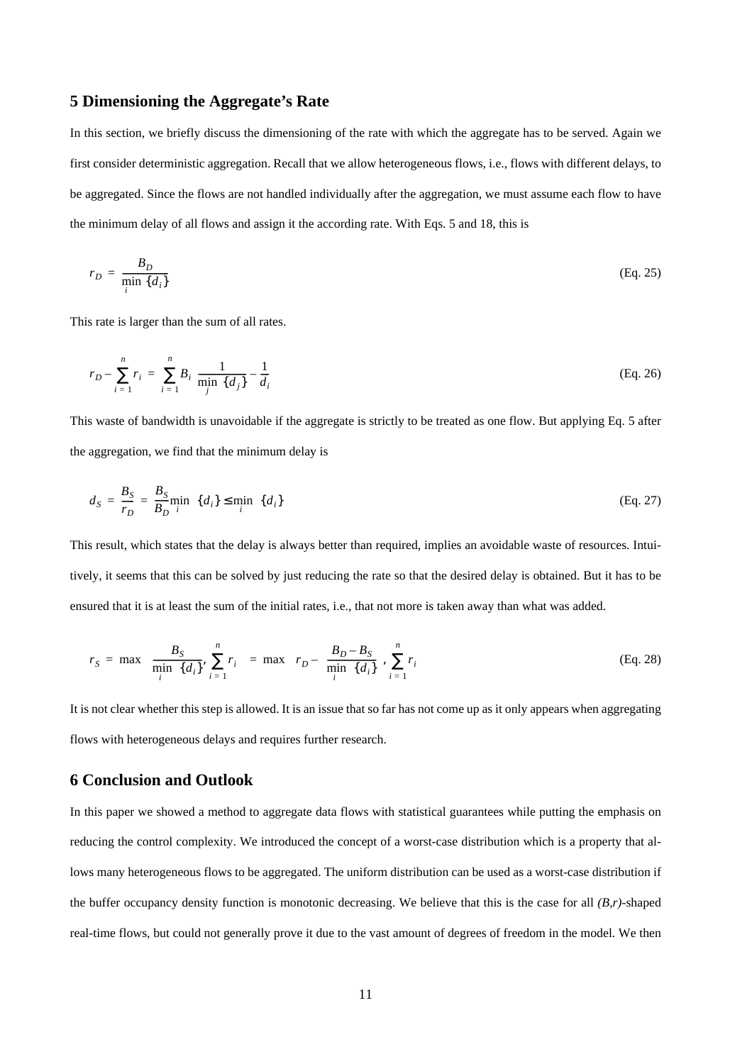## 5 Dimensioning the Aggregate's Rate

In this section, we briefly discuss the dimensioning of the rate with which the aggregate has to be served. Again we first consider deterministic aggregation. Recall that we allow heterogeneous flows, i.e., flows with different delays, to be aggregated. Since the flows are not handled individually after the aggregation, we must assume each flow to have the minimum delay of all flows and assign it the according rate. With Eqs. 5 and 18, this is

$$r_D = \frac{B_D}{\min_i \{d_i\}} \qquad \text{(Eq. 25)}$$

This rate is larger than the sum of all rates.

$$r_D - \sum_{i=1}^{n} r_i = \sum_{i=1}^{n} B_i \left( \frac{1}{\min_j \{d_j\}} - \frac{1}{d_i} \right) \qquad \text{(Eq. 26)}$$

This waste of bandwidth is unavoidable if the aggregate is strictly to be treated as one flow. But applying Eq. 5 after the aggregation, we find that the minimum delay is

$$d_S = \frac{B_S}{r_D} = \frac{B_S}{B_D} \min_i \{d_i\} \le \min_i \{d_i\} \qquad \text{(Eq. 27)}$$

This result, which states that the delay is always better than required, implies an avoidable waste of resources. Intuitively, it seems that this can be solved by just reducing the rate so that the desired delay is obtained. But it has to be ensured that it is at least the sum of the initial rates, i.e., that not more is taken away than what was added.

$$r_S = \max\left( \frac{B_S}{\min_i \{d_i\}}, \sum_{i=1}^{n} r_i \right) = \max\left( r_D - \frac{B_D - B_S}{\min_i \{d_i\}}, \sum_{i=1}^{n} r_i \right) \qquad \text{(Eq. 28)}$$

It is not clear whether this step is allowed. It is an issue that so far has not come up as it only appears when aggregating flows with heterogeneous delays and requires further research.

## 6 Conclusion and Outlook

In this paper we showed a method to aggregate data flows with statistical guarantees while putting the emphasis on reducing the control complexity. We introduced the concept of a worst-case distribution which is a property that allows many heterogeneous flows to be aggregated. The uniform distribution can be used as a worst-case distribution if the buffer occupancy density function is monotonic decreasing. We believe that this is the case for all *(B,r)*-shaped real-time flows, but could not generally prove it due to the vast amount of degrees of freedom in the model. We then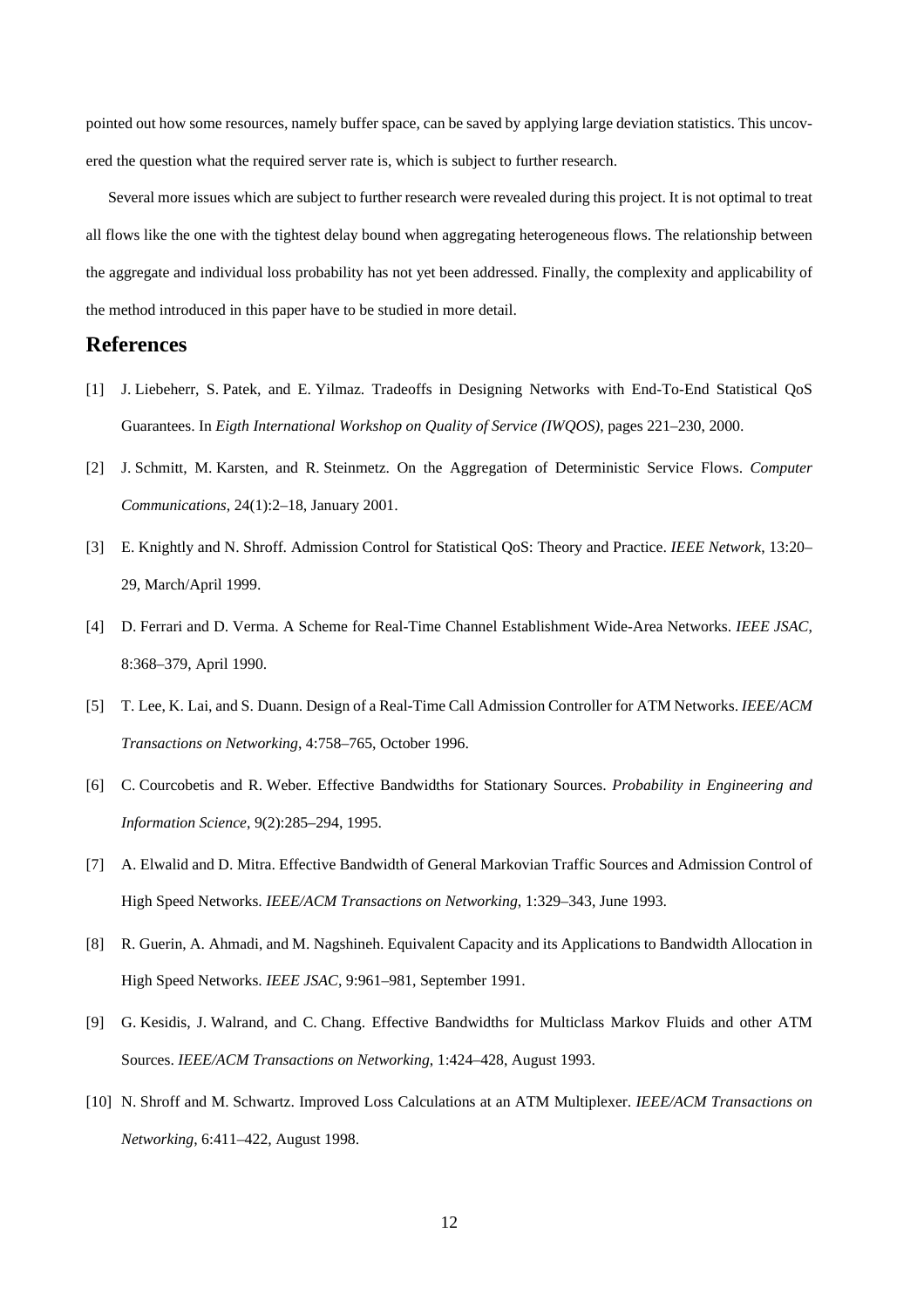pointed out how some resources, namely buffer space, can be saved by applying large deviation statistics. This uncovered the question what the required server rate is, which is subject to further research.

Several more issues which are subject to further research were revealed during this project. It is not optimal to treat all flows like the one with the tightest delay bound when aggregating heterogeneous flows. The relationship between the aggregate and individual loss probability has not yet been addressed. Finally, the complexity and applicability of the method introduced in this paper have to be studied in more detail.

## References

[1] J. Liebeherr, S. Patek, and E. Yilmaz. Tradeoffs in Designing Networks with End-To-End Statistical QoS Guarantees. In *Eigth International Workshop on Quality of Service (IWQOS)*, pages 221–230, 2000.

[2] J. Schmitt, M. Karsten, and R. Steinmetz. On the Aggregation of Deterministic Service Flows. *Computer Communications*, 24(1):2–18, January 2001.

[3] E. Knightly and N. Shroff. Admission Control for Statistical QoS: Theory and Practice. *IEEE Network*, 13:20–29, March/April 1999.

[4] D. Ferrari and D. Verma. A Scheme for Real-Time Channel Establishment Wide-Area Networks. *IEEE JSAC*, 8:368–379, April 1990.

[5] T. Lee, K. Lai, and S. Duann. Design of a Real-Time Call Admission Controller for ATM Networks. *IEEE/ACM Transactions on Networking*, 4:758–765, October 1996.

[6] C. Courcobetis and R. Weber. Effective Bandwidths for Stationary Sources. *Probability in Engineering and Information Science*, 9(2):285–294, 1995.

[7] A. Elwalid and D. Mitra. Effective Bandwidth of General Markovian Traffic Sources and Admission Control of High Speed Networks. *IEEE/ACM Transactions on Networking*, 1:329–343, June 1993.

[8] R. Guerin, A. Ahmadi, and M. Nagshineh. Equivalent Capacity and its Applications to Bandwidth Allocation in High Speed Networks. *IEEE JSAC*, 9:961–981, September 1991.

[9] G. Kesidis, J. Walrand, and C. Chang. Effective Bandwidths for Multiclass Markov Fluids and other ATM Sources. *IEEE/ACM Transactions on Networking*, 1:424–428, August 1993.

[10] N. Shroff and M. Schwartz. Improved Loss Calculations at an ATM Multiplexer. *IEEE/ACM Transactions on Networking*, 6:411–422, August 1998.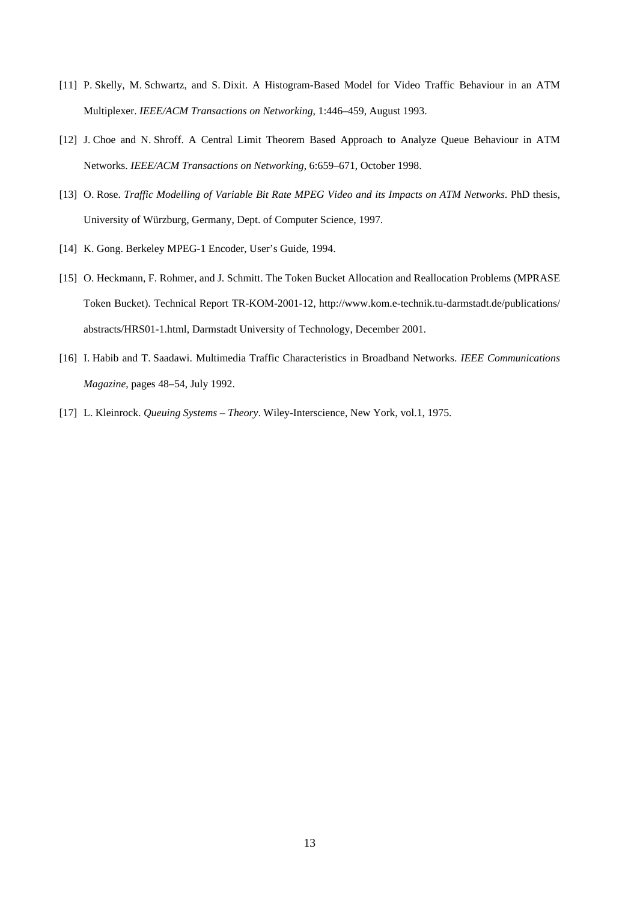[11] P. Skelly, M. Schwartz, and S. Dixit. A Histogram-Based Model for Video Traffic Behaviour in an ATM Multiplexer. *IEEE/ACM Transactions on Networking*, 1:446–459, August 1993.

[12] J. Choe and N. Shroff. A Central Limit Theorem Based Approach to Analyze Queue Behaviour in ATM Networks. *IEEE/ACM Transactions on Networking*, 6:659–671, October 1998.

[13] O. Rose. *Traffic Modelling of Variable Bit Rate MPEG Video and its Impacts on ATM Networks*. PhD thesis, University of Würzburg, Germany, Dept. of Computer Science, 1997.

[14] K. Gong. Berkeley MPEG-1 Encoder, User's Guide, 1994.

[15] O. Heckmann, F. Rohmer, and J. Schmitt. The Token Bucket Allocation and Reallocation Problems (MPRASE Token Bucket). Technical Report TR-KOM-2001-12, http://www.kom.e-technik.tu-darmstadt.de/publications/abstracts/HRS01-1.html, Darmstadt University of Technology, December 2001.

[16] I. Habib and T. Saadawi. Multimedia Traffic Characteristics in Broadband Networks. *IEEE Communications Magazine*, pages 48–54, July 1992.

[17] L. Kleinrock. *Queuing Systems – Theory*. Wiley-Interscience, New York, vol.1, 1975.